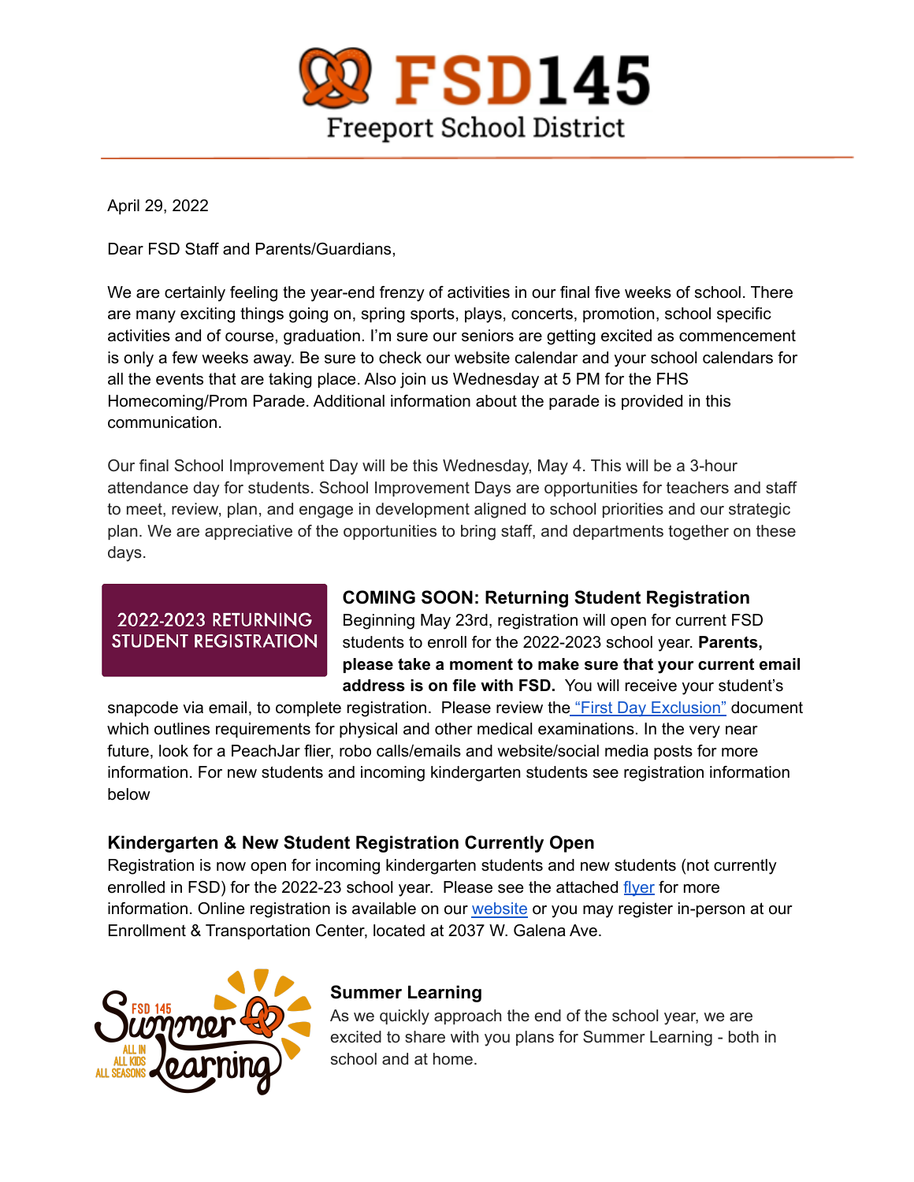# FSD145

Freeport School District

April 29, 2022

Dear FSD Staff and Parents/Guardians,

We are certainly feeling the year-end frenzy of activities in our final five weeks of school. There are many exciting things going on, spring sports, plays, concerts, promotion, school specific activities and of course, graduation. I'm sure our seniors are getting excited as commencement is only a few weeks away. Be sure to check our website calendar and your school calendars for all the events that are taking place. Also join us Wednesday at 5 PM for the FHS Homecoming/Prom Parade. Additional information about the parade is provided in this communication.

Our final School Improvement Day will be this Wednesday, May 4. This will be a 3-hour attendance day for students. School Improvement Days are opportunities for teachers and staff to meet, review, plan, and engage in development aligned to school priorities and our strategic plan. We are appreciative of the opportunities to bring staff, and departments together on these days.

2022-2023 RETURNING STUDENT REGISTRATION

### COMING SOON: Returning Student Registration

Beginning May 23rd, registration will open for current FSD students to enroll for the 2022-2023 school year. **Parents, please take a moment to make sure that your current email address is on file with FSD.** You will receive your student's snapcode via email, to complete registration. Please review the "First Day Exclusion" document which outlines requirements for physical and other medical examinations. In the very near future, look for a PeachJar flier, robo calls/emails and website/social media posts for more information. For new students and incoming kindergarten students see registration information below

### Kindergarten & New Student Registration Currently Open

Registration is now open for incoming kindergarten students and new students (not currently enrolled in FSD) for the 2022-23 school year. Please see the attached flyer for more information. Online registration is available on our website or you may register in-person at our Enrollment & Transportation Center, located at 2037 W. Galena Ave.

FSD 145 Summer Learning — ALL IN ALL KIDS ALL SEASONS

### Summer Learning

As we quickly approach the end of the school year, we are excited to share with you plans for Summer Learning - both in school and at home.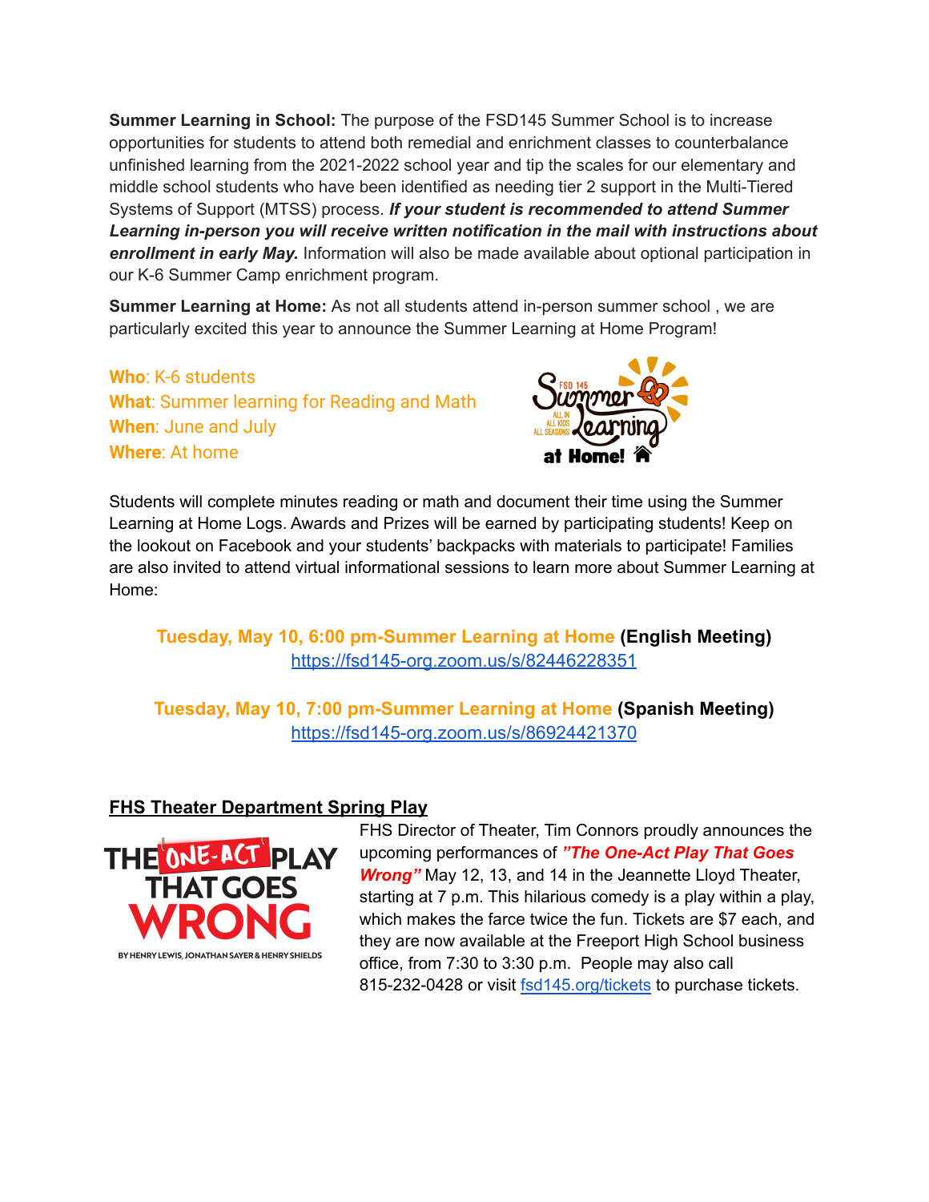**Summer Learning in School:** The purpose of the FSD145 Summer School is to increase opportunities for students to attend both remedial and enrichment classes to counterbalance unfinished learning from the 2021-2022 school year and tip the scales for our elementary and middle school students who have been identified as needing tier 2 support in the Multi-Tiered Systems of Support (MTSS) process. ***If your student is recommended to attend Summer Learning in-person you will receive written notification in the mail with instructions about enrollment in early May.*** Information will also be made available about optional participation in our K-6 Summer Camp enrichment program.

**Summer Learning at Home:** As not all students attend in-person summer school , we are particularly excited this year to announce the Summer Learning at Home Program!

**Who**: K-6 students
**What**: Summer learning for Reading and Math
**When**: June and July
**Where**: At home

Students will complete minutes reading or math and document their time using the Summer Learning at Home Logs. Awards and Prizes will be earned by participating students! Keep on the lookout on Facebook and your students' backpacks with materials to participate! Families are also invited to attend virtual informational sessions to learn more about Summer Learning at Home:

**Tuesday, May 10, 6:00 pm-Summer Learning at Home (English Meeting)**
https://fsd145-org.zoom.us/s/82446228351

**Tuesday, May 10, 7:00 pm-Summer Learning at Home (Spanish Meeting)**
https://fsd145-org.zoom.us/s/86924421370

## FHS Theater Department Spring Play

FHS Director of Theater, Tim Connors proudly announces the upcoming performances of ***"The One-Act Play That Goes Wrong"*** May 12, 13, and 14 in the Jeannette Lloyd Theater, starting at 7 p.m. This hilarious comedy is a play within a play, which makes the farce twice the fun. Tickets are $7 each, and they are now available at the Freeport High School business office, from 7:30 to 3:30 p.m. People may also call 815-232-0428 or visit fsd145.org/tickets to purchase tickets.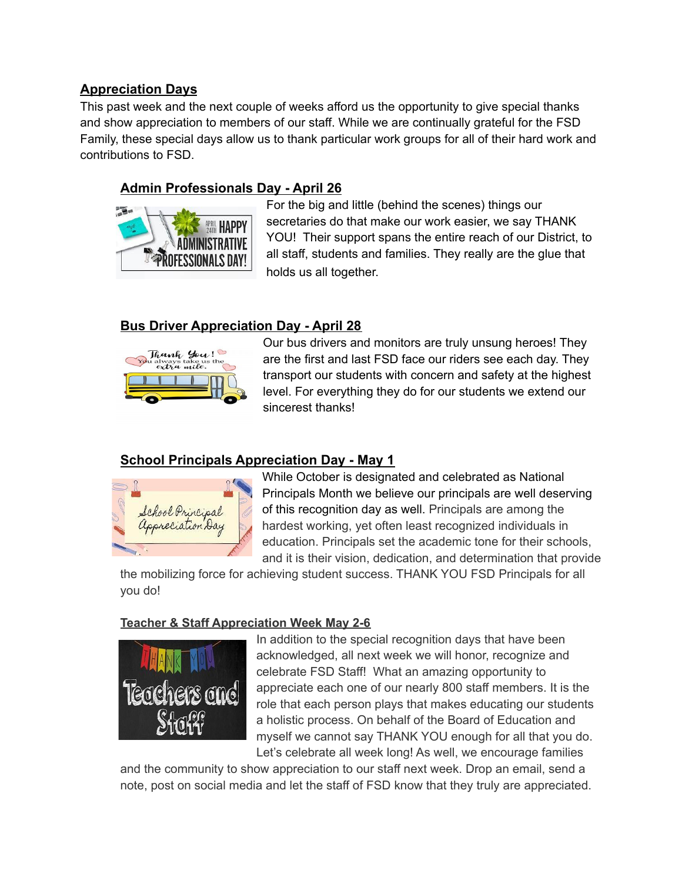## Appreciation Days

This past week and the next couple of weeks afford us the opportunity to give special thanks and show appreciation to members of our staff. While we are continually grateful for the FSD Family, these special days allow us to thank particular work groups for all of their hard work and contributions to FSD.

### Admin Professionals Day - April 26

For the big and little (behind the scenes) things our secretaries do that make our work easier, we say THANK YOU! Their support spans the entire reach of our District, to all staff, students and families. They really are the glue that holds us all together.

### Bus Driver Appreciation Day - April 28

Our bus drivers and monitors are truly unsung heroes! They are the first and last FSD face our riders see each day. They transport our students with concern and safety at the highest level. For everything they do for our students we extend our sincerest thanks!

### School Principals Appreciation Day - May 1

While October is designated and celebrated as National Principals Month we believe our principals are well deserving of this recognition day as well. Principals are among the hardest working, yet often least recognized individuals in education. Principals set the academic tone for their schools, and it is their vision, dedication, and determination that provide the mobilizing force for achieving student success. THANK YOU FSD Principals for all you do!

### Teacher & Staff Appreciation Week May 2-6

In addition to the special recognition days that have been acknowledged, all next week we will honor, recognize and celebrate FSD Staff! What an amazing opportunity to appreciate each one of our nearly 800 staff members. It is the role that each person plays that makes educating our students a holistic process. On behalf of the Board of Education and myself we cannot say THANK YOU enough for all that you do. Let's celebrate all week long! As well, we encourage families and the community to show appreciation to our staff next week. Drop an email, send a note, post on social media and let the staff of FSD know that they truly are appreciated.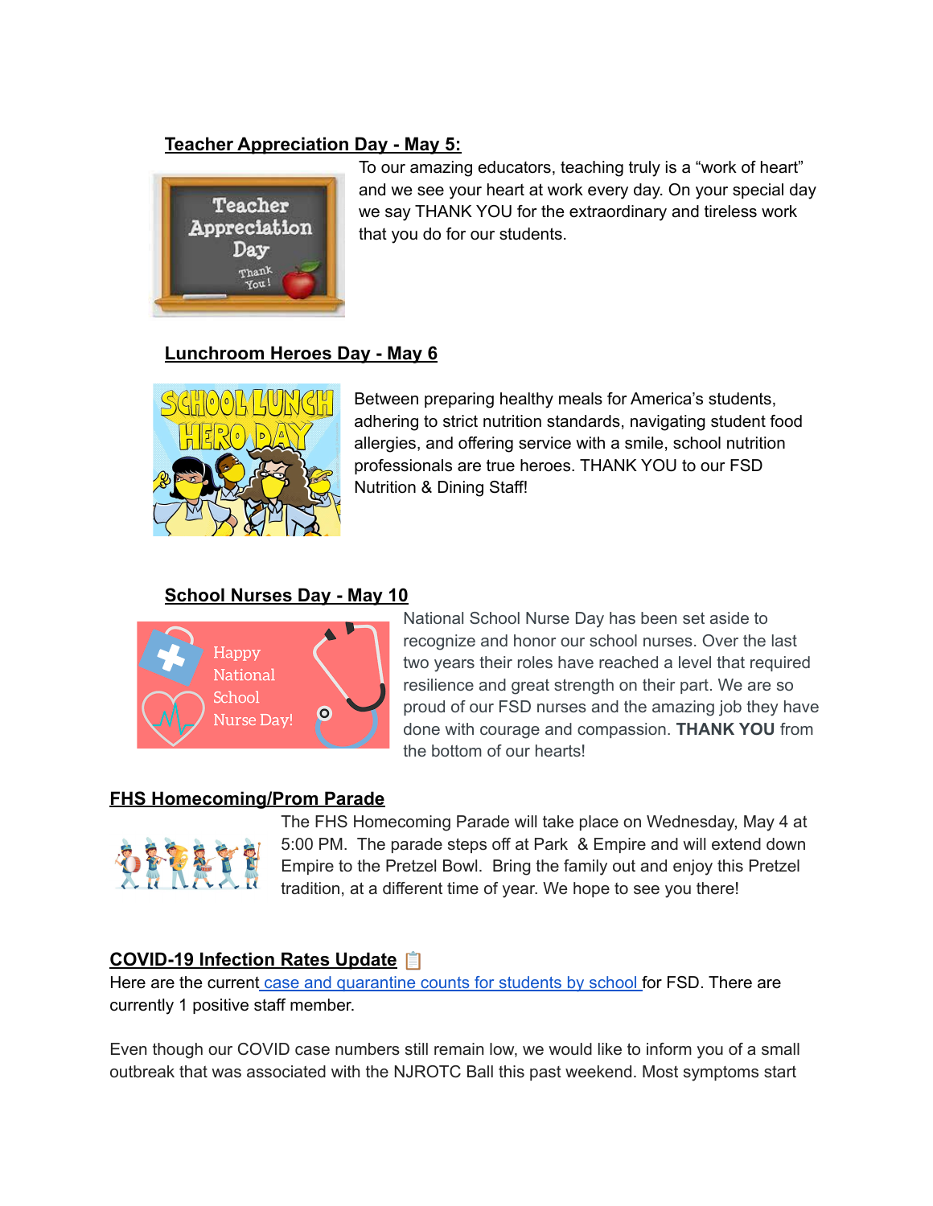## Teacher Appreciation Day - May 5:

To our amazing educators, teaching truly is a “work of heart” and we see your heart at work every day. On your special day we say THANK YOU for the extraordinary and tireless work that you do for our students.

## Lunchroom Heroes Day - May 6

Between preparing healthy meals for America’s students, adhering to strict nutrition standards, navigating student food allergies, and offering service with a smile, school nutrition professionals are true heroes. THANK YOU to our FSD Nutrition & Dining Staff!

## School Nurses Day - May 10

National School Nurse Day has been set aside to recognize and honor our school nurses. Over the last two years their roles have reached a level that required resilience and great strength on their part. We are so proud of our FSD nurses and the amazing job they have done with courage and compassion. **THANK YOU** from the bottom of our hearts!

## FHS Homecoming/Prom Parade

The FHS Homecoming Parade will take place on Wednesday, May 4 at 5:00 PM. The parade steps off at Park & Empire and will extend down Empire to the Pretzel Bowl. Bring the family out and enjoy this Pretzel tradition, at a different time of year. We hope to see you there!

## COVID-19 Infection Rates Update 📋

Here are the current case and quarantine counts for students by school for FSD. There are currently 1 positive staff member.

Even though our COVID case numbers still remain low, we would like to inform you of a small outbreak that was associated with the NJROTC Ball this past weekend. Most symptoms start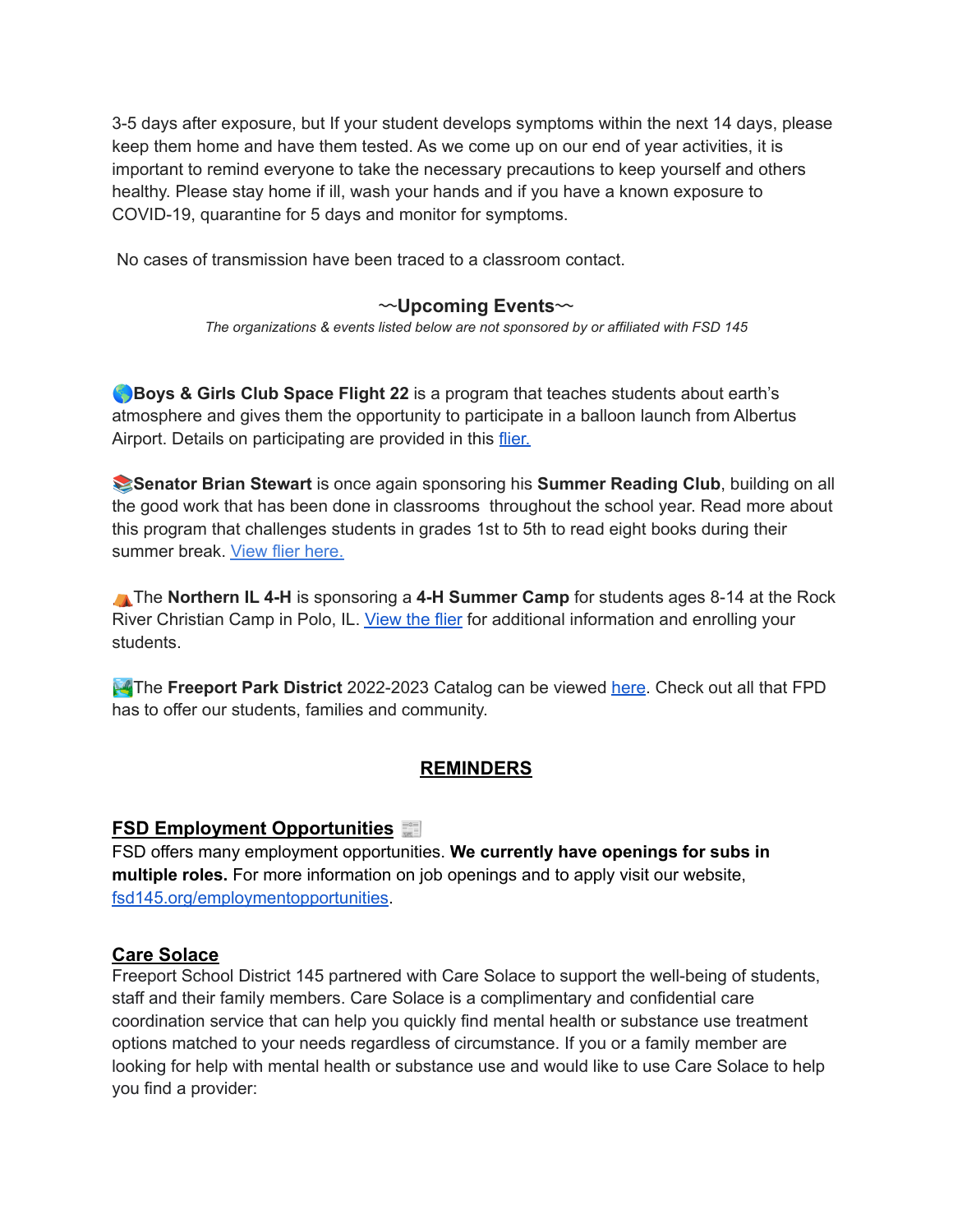3-5 days after exposure, but If your student develops symptoms within the next 14 days, please keep them home and have them tested. As we come up on our end of year activities, it is important to remind everyone to take the necessary precautions to keep yourself and others healthy. Please stay home if ill, wash your hands and if you have a known exposure to COVID-19, quarantine for 5 days and monitor for symptoms.

No cases of transmission have been traced to a classroom contact.

## ~~Upcoming Events~~

*The organizations & events listed below are not sponsored by or affiliated with FSD 145*

🌎**Boys & Girls Club Space Flight 22** is a program that teaches students about earth's atmosphere and gives them the opportunity to participate in a balloon launch from Albertus Airport. Details on participating are provided in this flier.

📚**Senator Brian Stewart** is once again sponsoring his **Summer Reading Club**, building on all the good work that has been done in classrooms throughout the school year. Read more about this program that challenges students in grades 1st to 5th to read eight books during their summer break. View flier here.

⛺The **Northern IL 4-H** is sponsoring a **4-H Summer Camp** for students ages 8-14 at the Rock River Christian Camp in Polo, IL. View the flier for additional information and enrolling your students.

🏞️The **Freeport Park District** 2022-2023 Catalog can be viewed here. Check out all that FPD has to offer our students, families and community.

## REMINDERS

### FSD Employment Opportunities 📰

FSD offers many employment opportunities. **We currently have openings for subs in multiple roles.** For more information on job openings and to apply visit our website, fsd145.org/employmentopportunities.

### Care Solace

Freeport School District 145 partnered with Care Solace to support the well-being of students, staff and their family members. Care Solace is a complimentary and confidential care coordination service that can help you quickly find mental health or substance use treatment options matched to your needs regardless of circumstance. If you or a family member are looking for help with mental health or substance use and would like to use Care Solace to help you find a provider: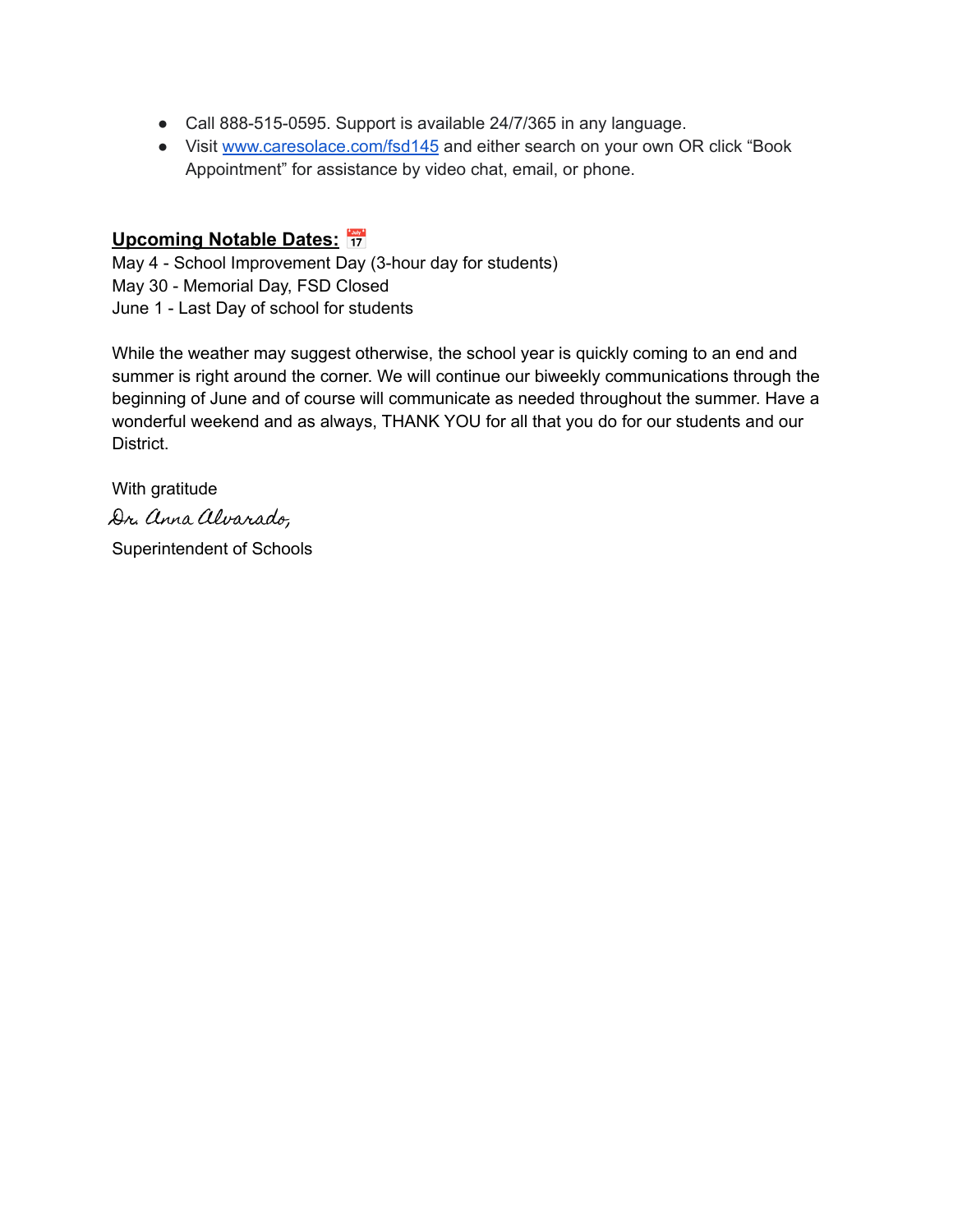- Call 888-515-0595. Support is available 24/7/365 in any language.
- Visit [www.caresolace.com/fsd145](http://www.caresolace.com/fsd145) and either search on your own OR click “Book Appointment” for assistance by video chat, email, or phone.

**Upcoming Notable Dates:** 📅

May 4 - School Improvement Day (3-hour day for students)
May 30 - Memorial Day, FSD Closed
June 1 - Last Day of school for students

While the weather may suggest otherwise, the school year is quickly coming to an end and summer is right around the corner. We will continue our biweekly communications through the beginning of June and of course will communicate as needed throughout the summer. Have a wonderful weekend and as always, THANK YOU for all that you do for our students and our District.

With gratitude
Dr. Anna Alvarado,
Superintendent of Schools